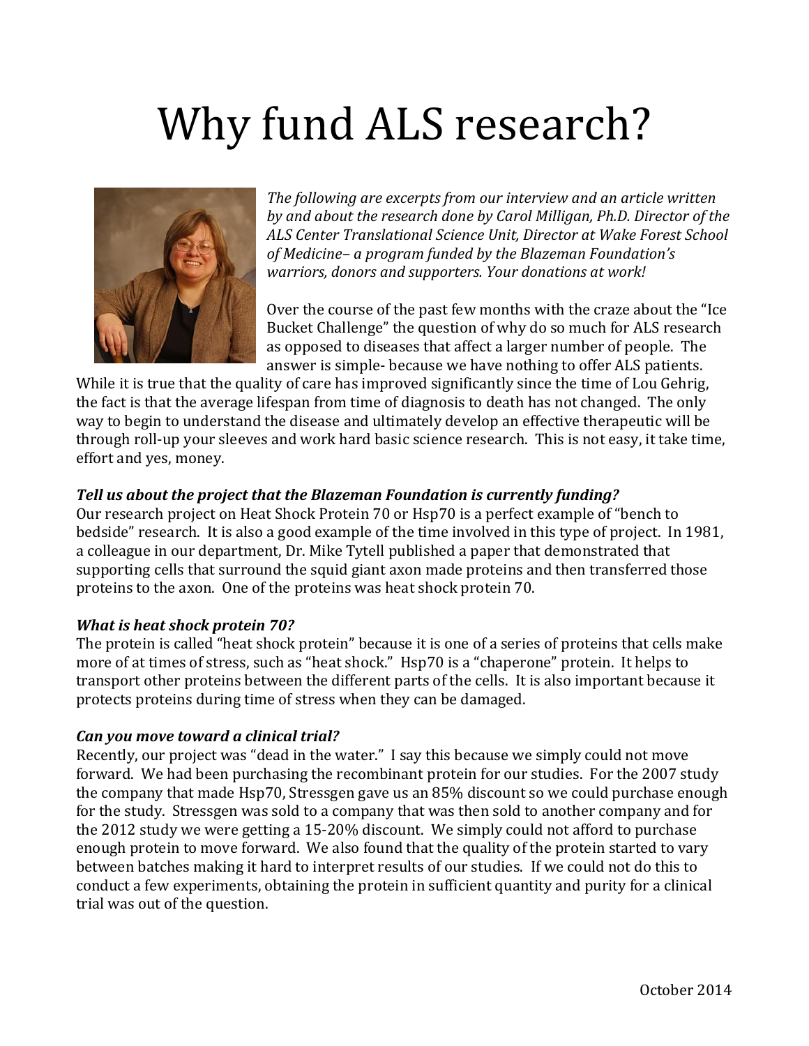# Why fund ALS research?

*The following are excerpts from our interview and an article written by and about the research done by Carol Milligan, Ph.D. Director of the ALS Center Translational Science Unit, Director at Wake Forest School of Medicine– a program funded by the Blazeman Foundation's warriors, donors and supporters. Your donations at work!*

Over the course of the past few months with the craze about the "Ice Bucket Challenge" the question of why do so much for ALS research as opposed to diseases that affect a larger number of people. The answer is simple- because we have nothing to offer ALS patients. While it is true that the quality of care has improved significantly since the time of Lou Gehrig, the fact is that the average lifespan from time of diagnosis to death has not changed. The only way to begin to understand the disease and ultimately develop an effective therapeutic will be through roll-up your sleeves and work hard basic science research. This is not easy, it take time, effort and yes, money.

***Tell us about the project that the Blazeman Foundation is currently funding?***

Our research project on Heat Shock Protein 70 or Hsp70 is a perfect example of "bench to bedside" research. It is also a good example of the time involved in this type of project. In 1981, a colleague in our department, Dr. Mike Tytell published a paper that demonstrated that supporting cells that surround the squid giant axon made proteins and then transferred those proteins to the axon. One of the proteins was heat shock protein 70.

***What is heat shock protein 70?***

The protein is called "heat shock protein" because it is one of a series of proteins that cells make more of at times of stress, such as "heat shock." Hsp70 is a "chaperone" protein. It helps to transport other proteins between the different parts of the cells. It is also important because it protects proteins during time of stress when they can be damaged.

***Can you move toward a clinical trial?***

Recently, our project was "dead in the water." I say this because we simply could not move forward. We had been purchasing the recombinant protein for our studies. For the 2007 study the company that made Hsp70, Stressgen gave us an 85% discount so we could purchase enough for the study. Stressgen was sold to a company that was then sold to another company and for the 2012 study we were getting a 15-20% discount. We simply could not afford to purchase enough protein to move forward. We also found that the quality of the protein started to vary between batches making it hard to interpret results of our studies. If we could not do this to conduct a few experiments, obtaining the protein in sufficient quantity and purity for a clinical trial was out of the question.

October 2014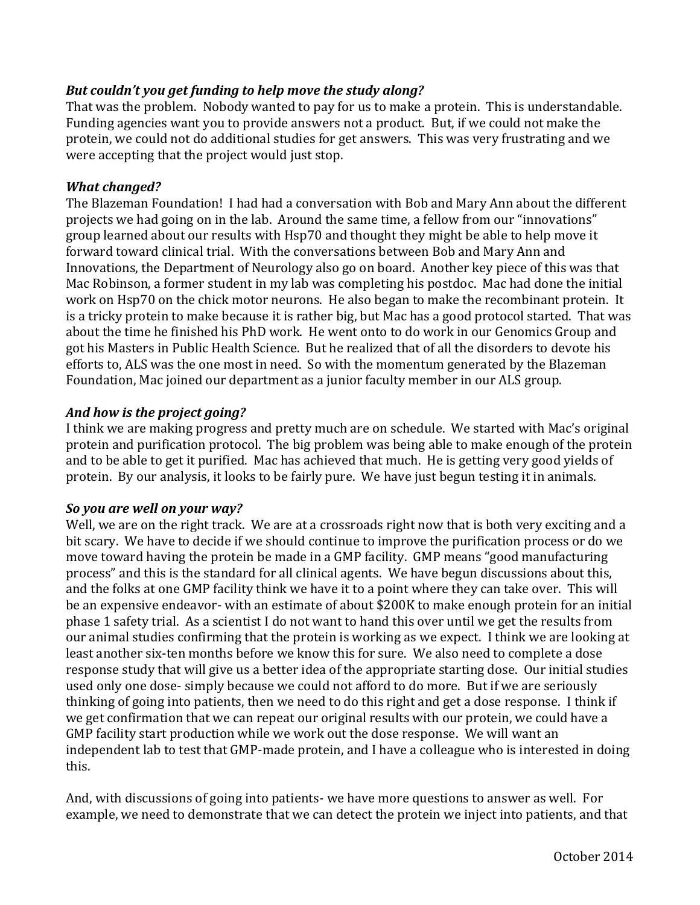***But couldn't you get funding to help move the study along?***

That was the problem. Nobody wanted to pay for us to make a protein. This is understandable. Funding agencies want you to provide answers not a product. But, if we could not make the protein, we could not do additional studies for get answers. This was very frustrating and we were accepting that the project would just stop.

***What changed?***

The Blazeman Foundation! I had had a conversation with Bob and Mary Ann about the different projects we had going on in the lab. Around the same time, a fellow from our "innovations" group learned about our results with Hsp70 and thought they might be able to help move it forward toward clinical trial. With the conversations between Bob and Mary Ann and Innovations, the Department of Neurology also go on board. Another key piece of this was that Mac Robinson, a former student in my lab was completing his postdoc. Mac had done the initial work on Hsp70 on the chick motor neurons. He also began to make the recombinant protein. It is a tricky protein to make because it is rather big, but Mac has a good protocol started. That was about the time he finished his PhD work. He went onto to do work in our Genomics Group and got his Masters in Public Health Science. But he realized that of all the disorders to devote his efforts to, ALS was the one most in need. So with the momentum generated by the Blazeman Foundation, Mac joined our department as a junior faculty member in our ALS group.

***And how is the project going?***

I think we are making progress and pretty much are on schedule. We started with Mac's original protein and purification protocol. The big problem was being able to make enough of the protein and to be able to get it purified. Mac has achieved that much. He is getting very good yields of protein. By our analysis, it looks to be fairly pure. We have just begun testing it in animals.

***So you are well on your way?***

Well, we are on the right track. We are at a crossroads right now that is both very exciting and a bit scary. We have to decide if we should continue to improve the purification process or do we move toward having the protein be made in a GMP facility. GMP means "good manufacturing process" and this is the standard for all clinical agents. We have begun discussions about this, and the folks at one GMP facility think we have it to a point where they can take over. This will be an expensive endeavor- with an estimate of about $200K to make enough protein for an initial phase 1 safety trial. As a scientist I do not want to hand this over until we get the results from our animal studies confirming that the protein is working as we expect. I think we are looking at least another six-ten months before we know this for sure. We also need to complete a dose response study that will give us a better idea of the appropriate starting dose. Our initial studies used only one dose- simply because we could not afford to do more. But if we are seriously thinking of going into patients, then we need to do this right and get a dose response. I think if we get confirmation that we can repeat our original results with our protein, we could have a GMP facility start production while we work out the dose response. We will want an independent lab to test that GMP-made protein, and I have a colleague who is interested in doing this.

And, with discussions of going into patients- we have more questions to answer as well. For example, we need to demonstrate that we can detect the protein we inject into patients, and that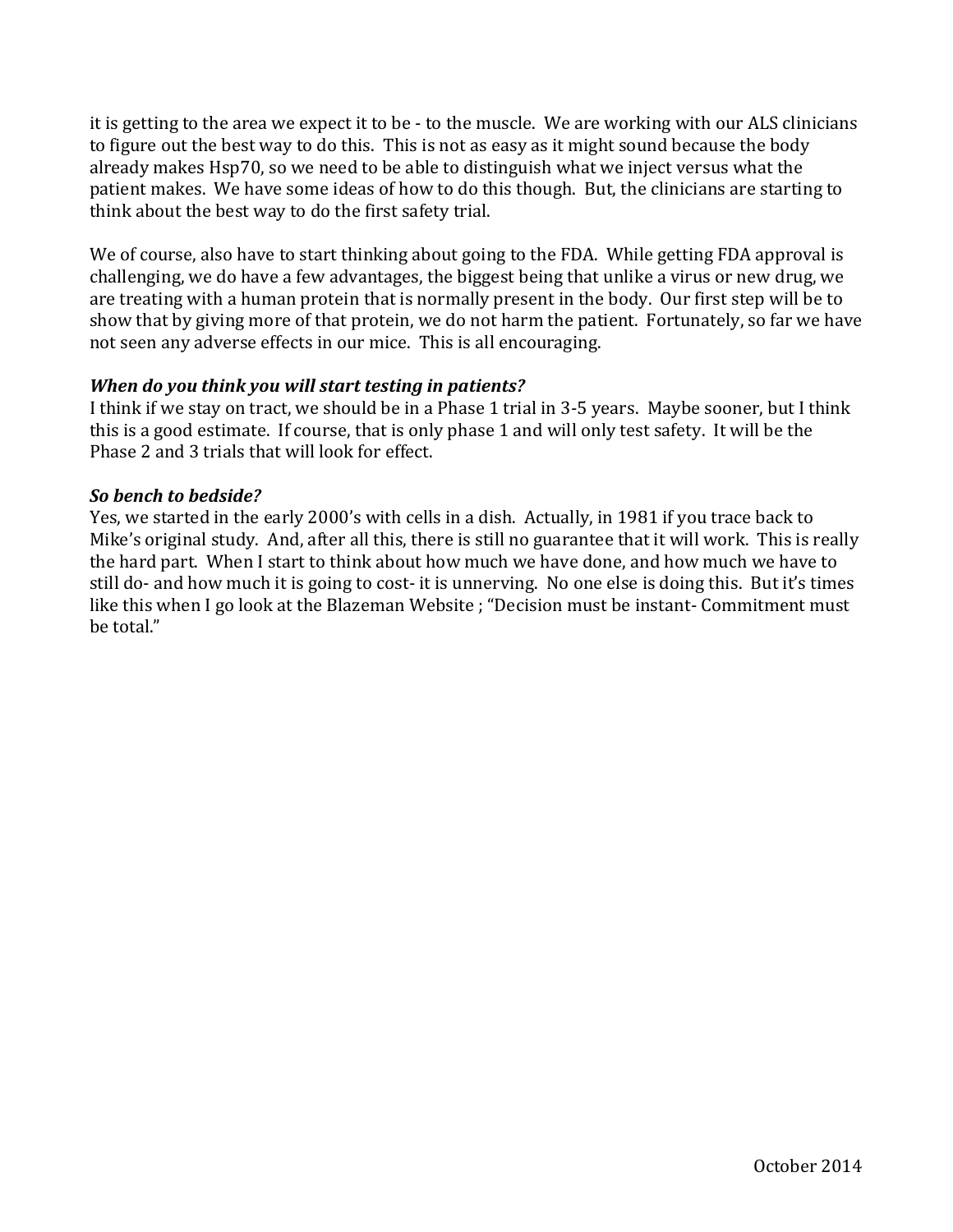it is getting to the area we expect it to be - to the muscle. We are working with our ALS clinicians to figure out the best way to do this. This is not as easy as it might sound because the body already makes Hsp70, so we need to be able to distinguish what we inject versus what the patient makes. We have some ideas of how to do this though. But, the clinicians are starting to think about the best way to do the first safety trial.

We of course, also have to start thinking about going to the FDA. While getting FDA approval is challenging, we do have a few advantages, the biggest being that unlike a virus or new drug, we are treating with a human protein that is normally present in the body. Our first step will be to show that by giving more of that protein, we do not harm the patient. Fortunately, so far we have not seen any adverse effects in our mice. This is all encouraging.

***When do you think you will start testing in patients?***
I think if we stay on tract, we should be in a Phase 1 trial in 3-5 years. Maybe sooner, but I think this is a good estimate. If course, that is only phase 1 and will only test safety. It will be the Phase 2 and 3 trials that will look for effect.

***So bench to bedside?***
Yes, we started in the early 2000's with cells in a dish. Actually, in 1981 if you trace back to Mike's original study. And, after all this, there is still no guarantee that it will work. This is really the hard part. When I start to think about how much we have done, and how much we have to still do- and how much it is going to cost- it is unnerving. No one else is doing this. But it's times like this when I go look at the Blazeman Website ; "Decision must be instant- Commitment must be total."

October 2014